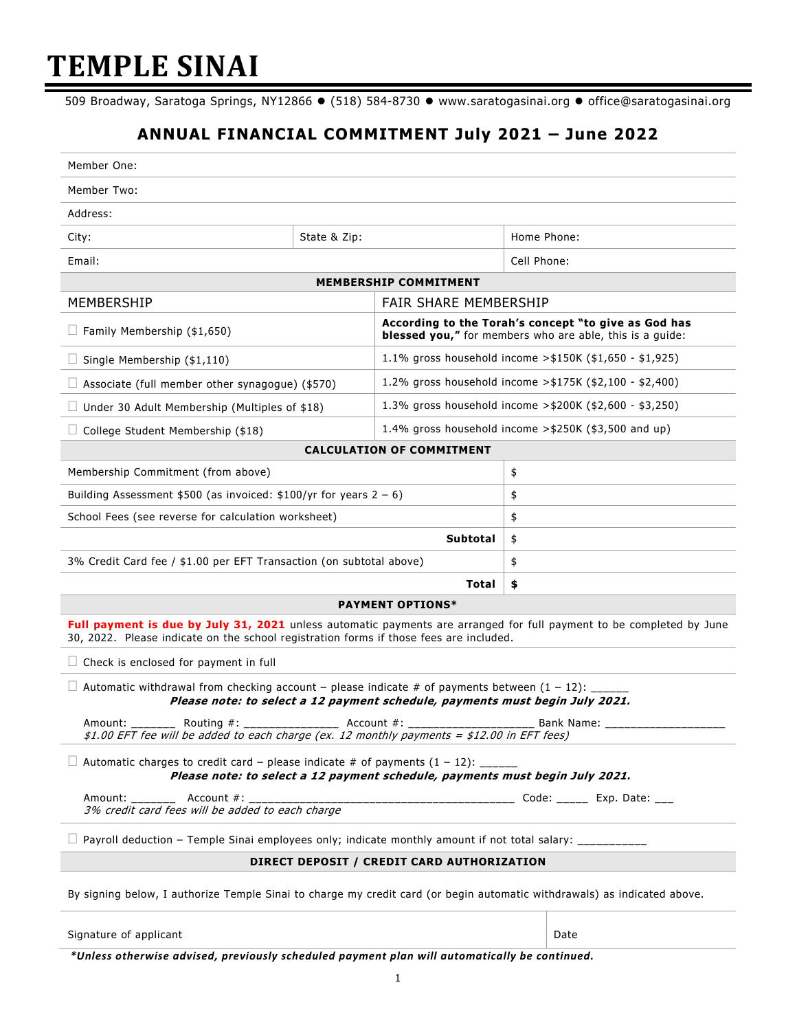# TEMPLE SINAI

509 Broadway, Saratoga Springs, NY12866 ● (518) 584-8730 ● www.saratogasinai.org ● office@saratogasinai.org

## ANNUAL FINANCIAL COMMITMENT July 2021 – June 2022

| | | |
|---|---|---|
| Member One: | | |
| Member Two: | | |
| Address: | | |
| City: | State & Zip: | Home Phone: |
| Email: | | Cell Phone: |

**MEMBERSHIP COMMITMENT**

| MEMBERSHIP | FAIR SHARE MEMBERSHIP |
|---|---|
| ☐ Family Membership ($1,650) | **According to the Torah's concept "to give as God has blessed you,"** for members who are able, this is a guide: |
| ☐ Single Membership ($1,110) | 1.1% gross household income >$150K ($1,650 - $1,925) |
| ☐ Associate (full member other synagogue) ($570) | 1.2% gross household income >$175K ($2,100 - $2,400) |
| ☐ Under 30 Adult Membership (Multiples of $18) | 1.3% gross household income >$200K ($2,600 - $3,250) |
| ☐ College Student Membership ($18) | 1.4% gross household income >$250K ($3,500 and up) |

**CALCULATION OF COMMITMENT**

| | |
|---|---|
| Membership Commitment (from above) | $ |
| Building Assessment $500 (as invoiced: $100/yr for years 2 – 6) | $ |
| School Fees (see reverse for calculation worksheet) | $ |
| **Subtotal** | $ |
| 3% Credit Card fee / $1.00 per EFT Transaction (on subtotal above) | $ |
| **Total** | **$** |

**PAYMENT OPTIONS***

**Full payment is due by July 31, 2021** unless automatic payments are arranged for full payment to be completed by June 30, 2022. Please indicate on the school registration forms if those fees are included.

☐ Check is enclosed for payment in full

☐ Automatic withdrawal from checking account – please indicate # of payments between (1 – 12): ______
***Please note: to select a 12 payment schedule, payments must begin July 2021.***

Amount: _______ Routing #: _______________ Account #: ____________________ Bank Name: ___________________
*$1.00 EFT fee will be added to each charge (ex. 12 monthly payments = $12.00 in EFT fees)*

☐ Automatic charges to credit card – please indicate # of payments (1 – 12): ______
***Please note: to select a 12 payment schedule, payments must begin July 2021.***

Amount: _______ Account #: __________________________________________ Code: _____ Exp. Date: ___
*3% credit card fees will be added to each charge*

☐ Payroll deduction – Temple Sinai employees only; indicate monthly amount if not total salary: ___________

**DIRECT DEPOSIT / CREDIT CARD AUTHORIZATION**

By signing below, I authorize Temple Sinai to charge my credit card (or begin automatic withdrawals) as indicated above.

| Signature of applicant | Date |
|---|---|

***Unless otherwise advised, previously scheduled payment plan will automatically be continued.***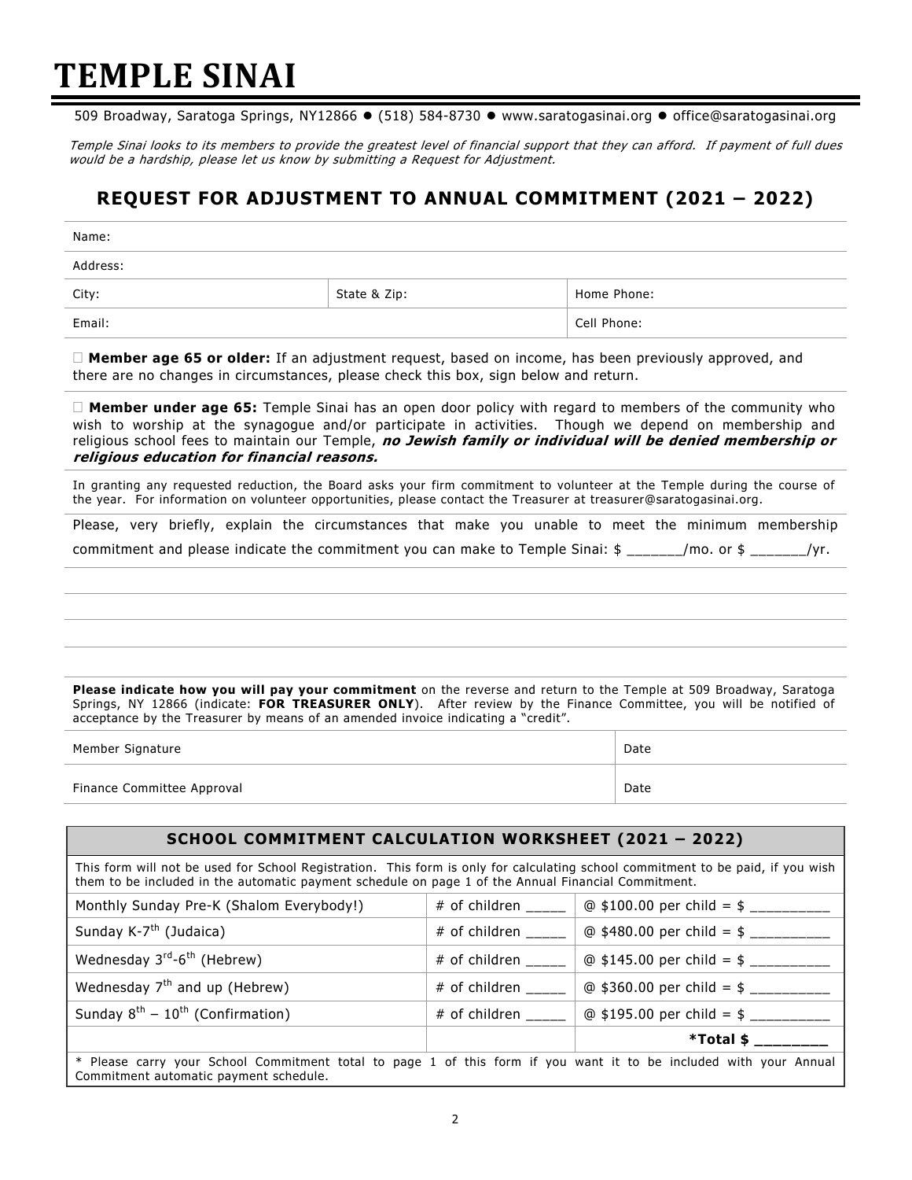# TEMPLE SINAI

509 Broadway, Saratoga Springs, NY12866 ● (518) 584-8730 ● www.saratogasinai.org ● office@saratogasinai.org

*Temple Sinai looks to its members to provide the greatest level of financial support that they can afford. If payment of full dues would be a hardship, please let us know by submitting a Request for Adjustment.*

## REQUEST FOR ADJUSTMENT TO ANNUAL COMMITMENT (2021 – 2022)

| | | |
|---|---|---|
| Name: | | |
| Address: | | |
| City: | State & Zip: | Home Phone: |
| Email: | | Cell Phone: |

☐ **Member age 65 or older:** If an adjustment request, based on income, has been previously approved, and there are no changes in circumstances, please check this box, sign below and return.

☐ **Member under age 65:** Temple Sinai has an open door policy with regard to members of the community who wish to worship at the synagogue and/or participate in activities. Though we depend on membership and religious school fees to maintain our Temple, ***no Jewish family or individual will be denied membership or religious education for financial reasons.***

In granting any requested reduction, the Board asks your firm commitment to volunteer at the Temple during the course of the year. For information on volunteer opportunities, please contact the Treasurer at treasurer@saratogasinai.org.

Please, very briefly, explain the circumstances that make you unable to meet the minimum membership commitment and please indicate the commitment you can make to Temple Sinai: $ _______/mo. or $ _______/yr.

**Please indicate how you will pay your commitment** on the reverse and return to the Temple at 509 Broadway, Saratoga Springs, NY 12866 (indicate: **FOR TREASURER ONLY**). After review by the Finance Committee, you will be notified of acceptance by the Treasurer by means of an amended invoice indicating a "credit".

| | |
|---|---|
| Member Signature | Date |
| Finance Committee Approval | Date |

## SCHOOL COMMITMENT CALCULATION WORKSHEET (2021 – 2022)

This form will not be used for School Registration. This form is only for calculating school commitment to be paid, if you wish them to be included in the automatic payment schedule on page 1 of the Annual Financial Commitment.

| | | |
|---|---|---|
| Monthly Sunday Pre-K (Shalom Everybody!) | # of children _____ | @ $100.00 per child = $ __________ |
| Sunday K-7th (Judaica) | # of children _____ | @ $480.00 per child = $ __________ |
| Wednesday 3rd-6th (Hebrew) | # of children _____ | @ $145.00 per child = $ __________ |
| Wednesday 7th and up (Hebrew) | # of children _____ | @ $360.00 per child = $ __________ |
| Sunday 8th – 10th (Confirmation) | # of children _____ | @ $195.00 per child = $ __________ |
| | | ***Total $** ________* |

* Please carry your School Commitment total to page 1 of this form if you want it to be included with your Annual Commitment automatic payment schedule.